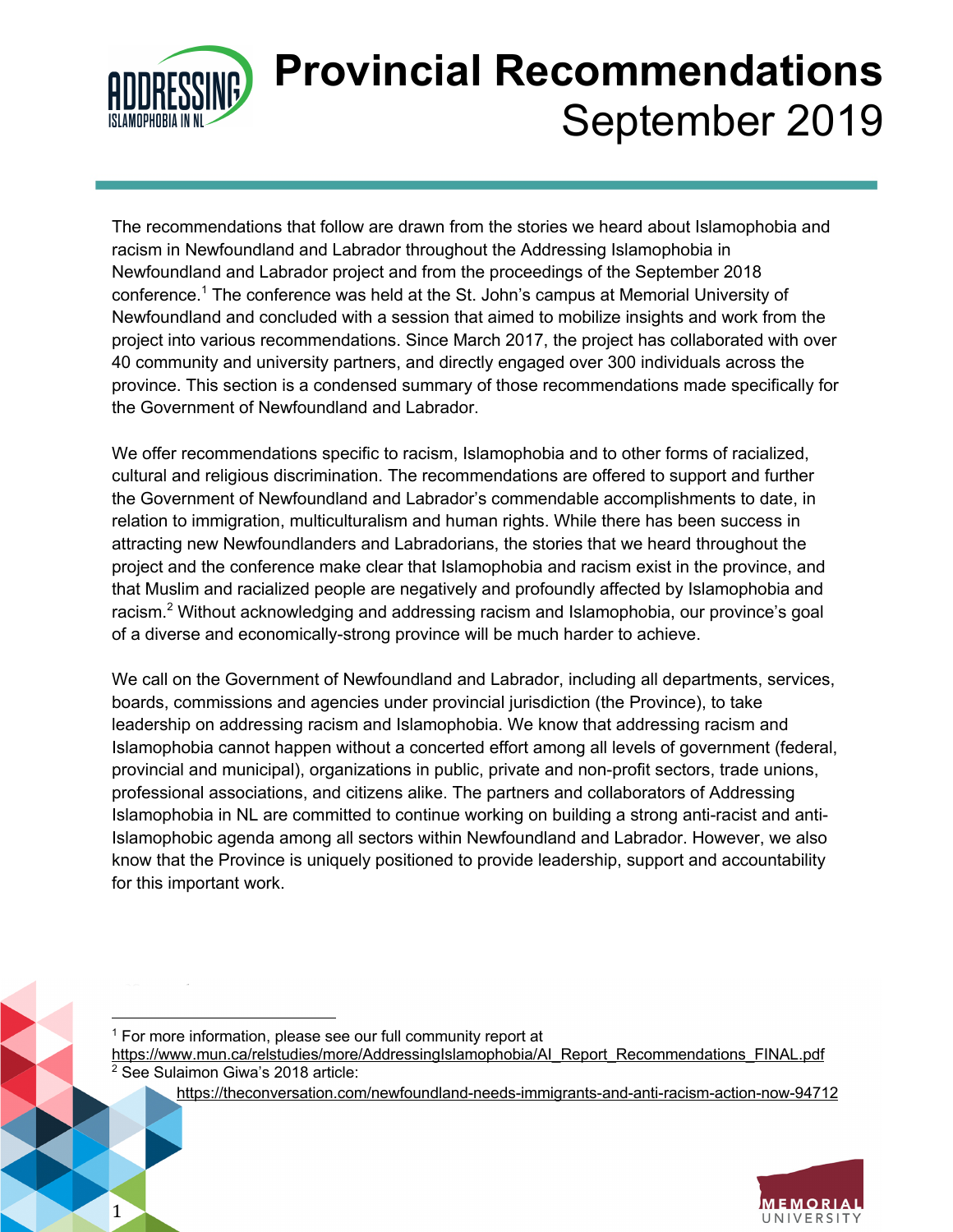# Provincial Recommendations

September 2019

The recommendations that follow are drawn from the stories we heard about Islamophobia and racism in Newfoundland and Labrador throughout the Addressing Islamophobia in Newfoundland and Labrador project and from the proceedings of the September 2018 conference.[1] The conference was held at the St. John's campus at Memorial University of Newfoundland and concluded with a session that aimed to mobilize insights and work from the project into various recommendations. Since March 2017, the project has collaborated with over 40 community and university partners, and directly engaged over 300 individuals across the province. This section is a condensed summary of those recommendations made specifically for the Government of Newfoundland and Labrador.

We offer recommendations specific to racism, Islamophobia and to other forms of racialized, cultural and religious discrimination. The recommendations are offered to support and further the Government of Newfoundland and Labrador's commendable accomplishments to date, in relation to immigration, multiculturalism and human rights. While there has been success in attracting new Newfoundlanders and Labradorians, the stories that we heard throughout the project and the conference make clear that Islamophobia and racism exist in the province, and that Muslim and racialized people are negatively and profoundly affected by Islamophobia and racism.[2] Without acknowledging and addressing racism and Islamophobia, our province's goal of a diverse and economically-strong province will be much harder to achieve.

We call on the Government of Newfoundland and Labrador, including all departments, services, boards, commissions and agencies under provincial jurisdiction (the Province), to take leadership on addressing racism and Islamophobia. We know that addressing racism and Islamophobia cannot happen without a concerted effort among all levels of government (federal, provincial and municipal), organizations in public, private and non-profit sectors, trade unions, professional associations, and citizens alike. The partners and collaborators of Addressing Islamophobia in NL are committed to continue working on building a strong anti-racist and anti-Islamophobic agenda among all sectors within Newfoundland and Labrador. However, we also know that the Province is uniquely positioned to provide leadership, support and accountability for this important work.

---

[1] For more information, please see our full community report at https://www.mun.ca/relstudies/more/AddressingIslamophobia/AI_Report_Recommendations_FINAL.pdf

[2] See Sulaimon Giwa's 2018 article: https://theconversation.com/newfoundland-needs-immigrants-and-anti-racism-action-now-94712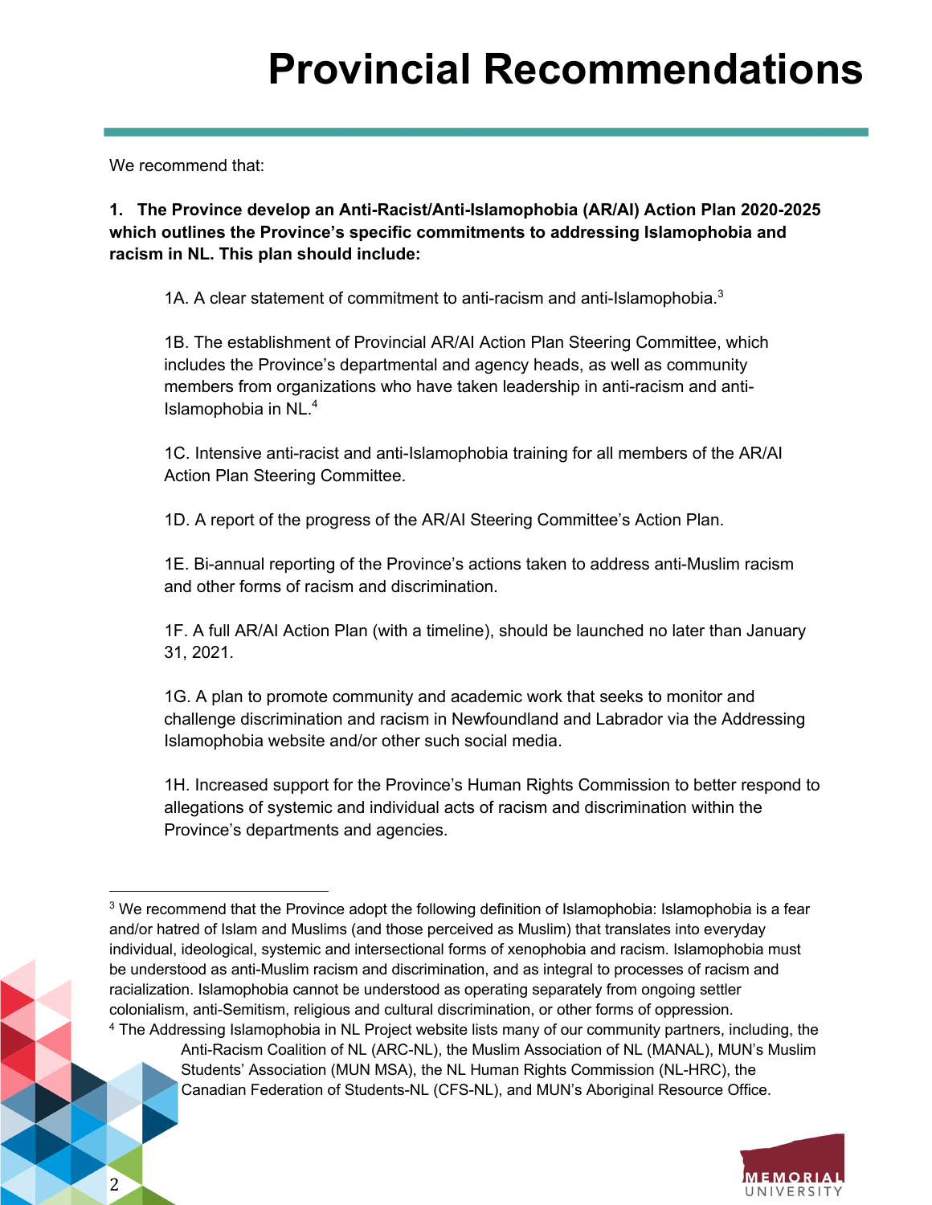# Provincial Recommendations

We recommend that:

**1. The Province develop an Anti-Racist/Anti-Islamophobia (AR/AI) Action Plan 2020-2025 which outlines the Province's specific commitments to addressing Islamophobia and racism in NL. This plan should include:**

1A. A clear statement of commitment to anti-racism and anti-Islamophobia.[3]

1B. The establishment of Provincial AR/AI Action Plan Steering Committee, which includes the Province's departmental and agency heads, as well as community members from organizations who have taken leadership in anti-racism and anti-Islamophobia in NL.[4]

1C. Intensive anti-racist and anti-Islamophobia training for all members of the AR/AI Action Plan Steering Committee.

1D. A report of the progress of the AR/AI Steering Committee's Action Plan.

1E. Bi-annual reporting of the Province's actions taken to address anti-Muslim racism and other forms of racism and discrimination.

1F. A full AR/AI Action Plan (with a timeline), should be launched no later than January 31, 2021.

1G. A plan to promote community and academic work that seeks to monitor and challenge discrimination and racism in Newfoundland and Labrador via the Addressing Islamophobia website and/or other such social media.

1H. Increased support for the Province's Human Rights Commission to better respond to allegations of systemic and individual acts of racism and discrimination within the Province's departments and agencies.

---

[3] We recommend that the Province adopt the following definition of Islamophobia: Islamophobia is a fear and/or hatred of Islam and Muslims (and those perceived as Muslim) that translates into everyday individual, ideological, systemic and intersectional forms of xenophobia and racism. Islamophobia must be understood as anti-Muslim racism and discrimination, and as integral to processes of racism and racialization. Islamophobia cannot be understood as operating separately from ongoing settler colonialism, anti-Semitism, religious and cultural discrimination, or other forms of oppression.

[4] The Addressing Islamophobia in NL Project website lists many of our community partners, including, the Anti-Racism Coalition of NL (ARC-NL), the Muslim Association of NL (MANAL), MUN's Muslim Students' Association (MUN MSA), the NL Human Rights Commission (NL-HRC), the Canadian Federation of Students-NL (CFS-NL), and MUN's Aboriginal Resource Office.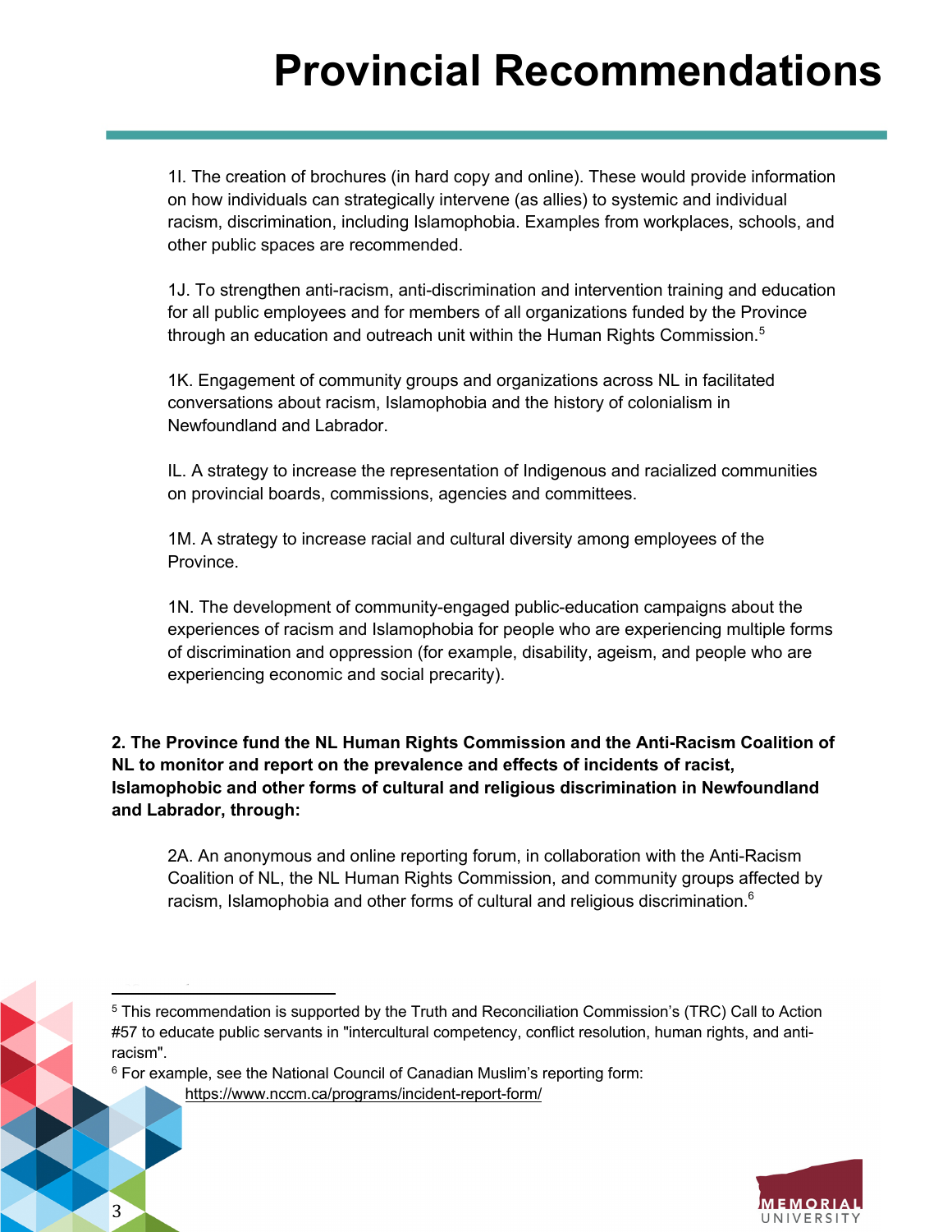# Provincial Recommendations

1I. The creation of brochures (in hard copy and online). These would provide information on how individuals can strategically intervene (as allies) to systemic and individual racism, discrimination, including Islamophobia. Examples from workplaces, schools, and other public spaces are recommended.

1J. To strengthen anti-racism, anti-discrimination and intervention training and education for all public employees and for members of all organizations funded by the Province through an education and outreach unit within the Human Rights Commission.[5]

1K. Engagement of community groups and organizations across NL in facilitated conversations about racism, Islamophobia and the history of colonialism in Newfoundland and Labrador.

IL. A strategy to increase the representation of Indigenous and racialized communities on provincial boards, commissions, agencies and committees.

1M. A strategy to increase racial and cultural diversity among employees of the Province.

1N. The development of community-engaged public-education campaigns about the experiences of racism and Islamophobia for people who are experiencing multiple forms of discrimination and oppression (for example, disability, ageism, and people who are experiencing economic and social precarity).

**2. The Province fund the NL Human Rights Commission and the Anti-Racism Coalition of NL to monitor and report on the prevalence and effects of incidents of racist, Islamophobic and other forms of cultural and religious discrimination in Newfoundland and Labrador, through:**

2A. An anonymous and online reporting forum, in collaboration with the Anti-Racism Coalition of NL, the NL Human Rights Commission, and community groups affected by racism, Islamophobia and other forms of cultural and religious discrimination.[6]

---

[5] This recommendation is supported by the Truth and Reconciliation Commission's (TRC) Call to Action #57 to educate public servants in "intercultural competency, conflict resolution, human rights, and anti-racism".

[6] For example, see the National Council of Canadian Muslim's reporting form: https://www.nccm.ca/programs/incident-report-form/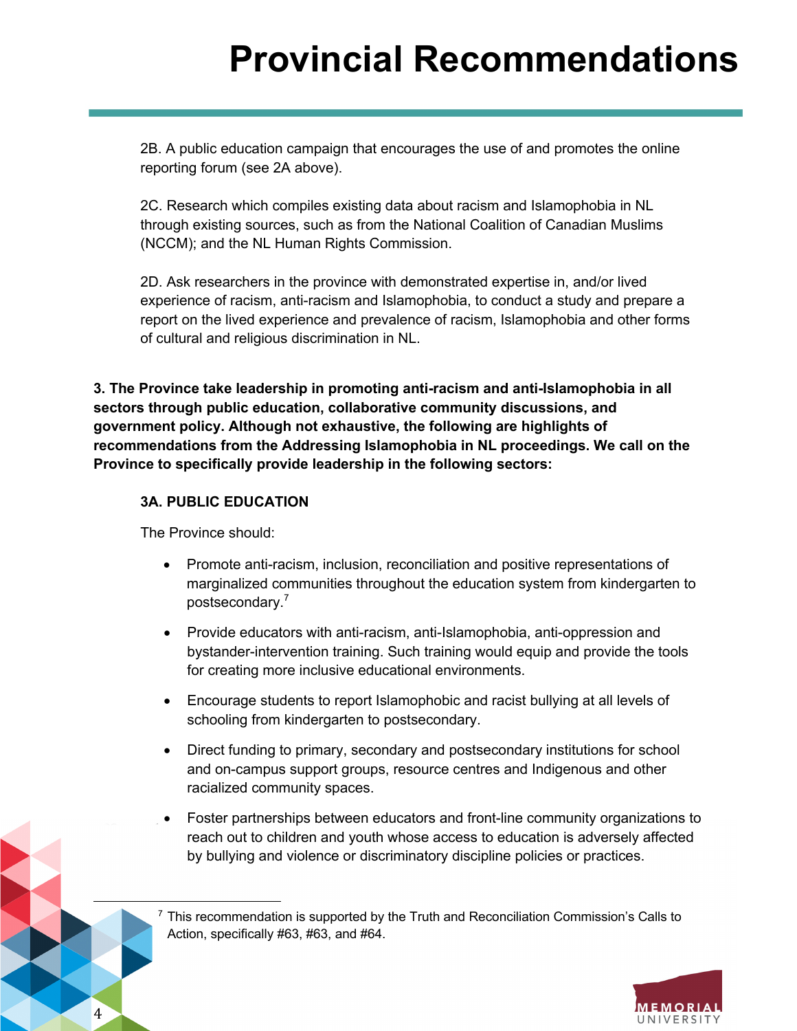# Provincial Recommendations

2B. A public education campaign that encourages the use of and promotes the online reporting forum (see 2A above).

2C. Research which compiles existing data about racism and Islamophobia in NL through existing sources, such as from the National Coalition of Canadian Muslims (NCCM); and the NL Human Rights Commission.

2D. Ask researchers in the province with demonstrated expertise in, and/or lived experience of racism, anti-racism and Islamophobia, to conduct a study and prepare a report on the lived experience and prevalence of racism, Islamophobia and other forms of cultural and religious discrimination in NL.

**3. The Province take leadership in promoting anti-racism and anti-Islamophobia in all sectors through public education, collaborative community discussions, and government policy. Although not exhaustive, the following are highlights of recommendations from the Addressing Islamophobia in NL proceedings. We call on the Province to specifically provide leadership in the following sectors:**

**3A. PUBLIC EDUCATION**

The Province should:

- Promote anti-racism, inclusion, reconciliation and positive representations of marginalized communities throughout the education system from kindergarten to postsecondary.[7]
- Provide educators with anti-racism, anti-Islamophobia, anti-oppression and bystander-intervention training. Such training would equip and provide the tools for creating more inclusive educational environments.
- Encourage students to report Islamophobic and racist bullying at all levels of schooling from kindergarten to postsecondary.
- Direct funding to primary, secondary and postsecondary institutions for school and on-campus support groups, resource centres and Indigenous and other racialized community spaces.
- Foster partnerships between educators and front-line community organizations to reach out to children and youth whose access to education is adversely affected by bullying and violence or discriminatory discipline policies or practices.

[7] This recommendation is supported by the Truth and Reconciliation Commission's Calls to Action, specifically #63, #63, and #64.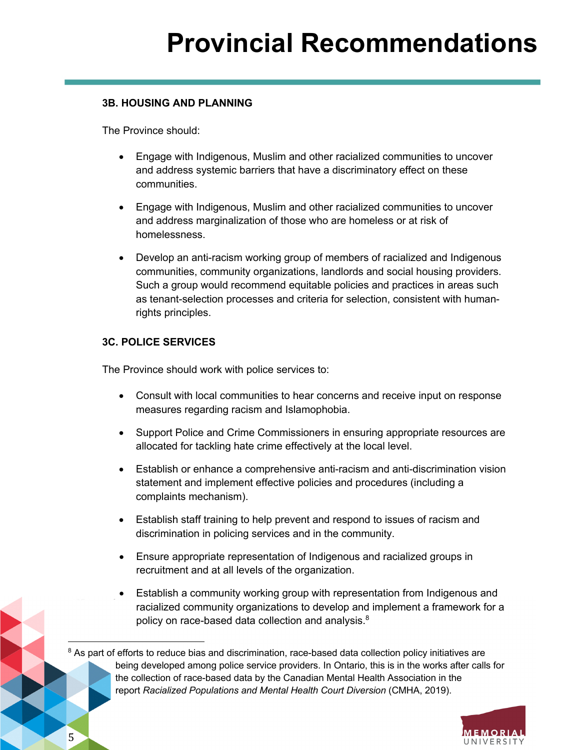# Provincial Recommendations

**3B. HOUSING AND PLANNING**

The Province should:

- Engage with Indigenous, Muslim and other racialized communities to uncover and address systemic barriers that have a discriminatory effect on these communities.
- Engage with Indigenous, Muslim and other racialized communities to uncover and address marginalization of those who are homeless or at risk of homelessness.
- Develop an anti-racism working group of members of racialized and Indigenous communities, community organizations, landlords and social housing providers. Such a group would recommend equitable policies and practices in areas such as tenant-selection processes and criteria for selection, consistent with human-rights principles.

**3C. POLICE SERVICES**

The Province should work with police services to:

- Consult with local communities to hear concerns and receive input on response measures regarding racism and Islamophobia.
- Support Police and Crime Commissioners in ensuring appropriate resources are allocated for tackling hate crime effectively at the local level.
- Establish or enhance a comprehensive anti-racism and anti-discrimination vision statement and implement effective policies and procedures (including a complaints mechanism).
- Establish staff training to help prevent and respond to issues of racism and discrimination in policing services and in the community.
- Ensure appropriate representation of Indigenous and racialized groups in recruitment and at all levels of the organization.
- Establish a community working group with representation from Indigenous and racialized community organizations to develop and implement a framework for a policy on race-based data collection and analysis.[8]

---

[8] As part of efforts to reduce bias and discrimination, race-based data collection policy initiatives are being developed among police service providers. In Ontario, this is in the works after calls for the collection of race-based data by the Canadian Mental Health Association in the report *Racialized Populations and Mental Health Court Diversion* (CMHA, 2019).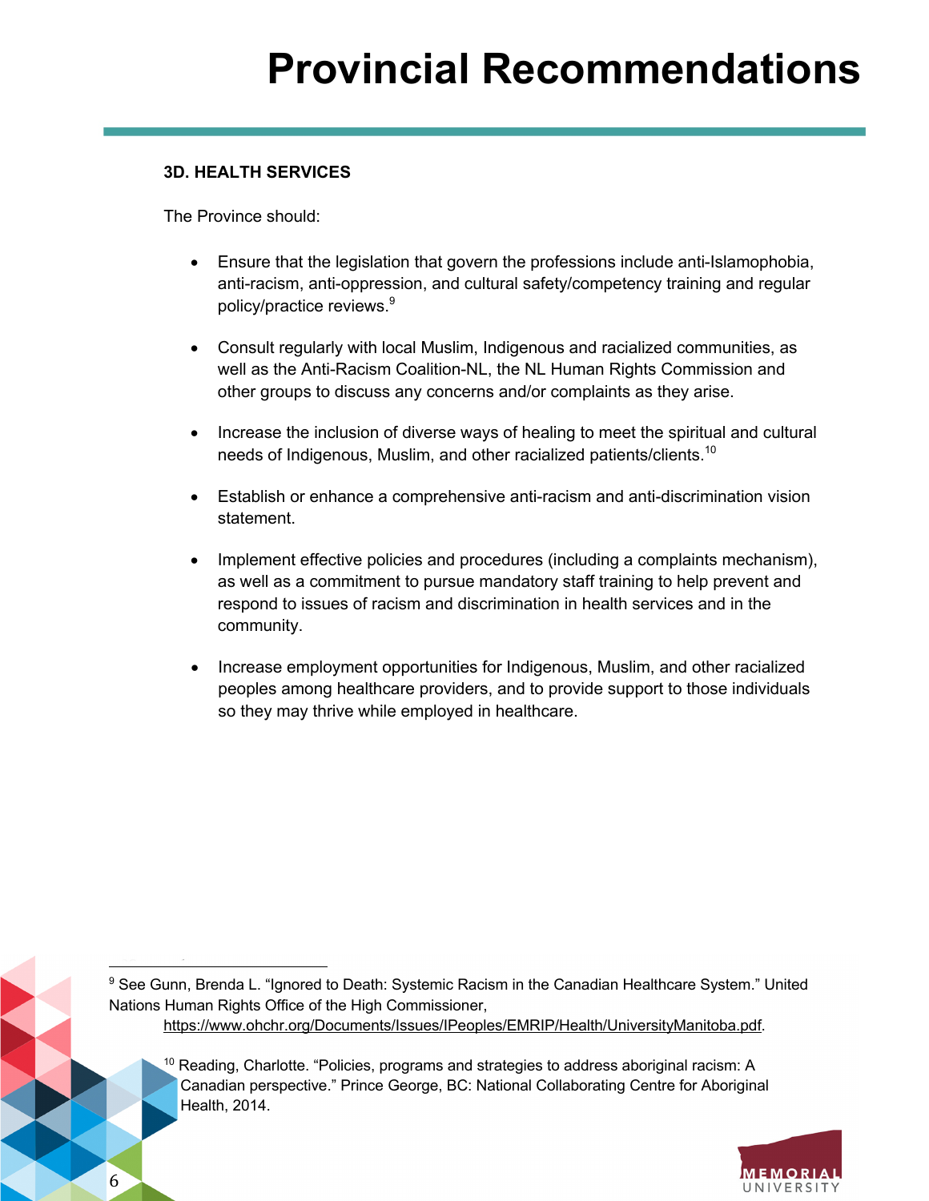# Provincial Recommendations

**3D. HEALTH SERVICES**

The Province should:

- Ensure that the legislation that govern the professions include anti-Islamophobia, anti-racism, anti-oppression, and cultural safety/competency training and regular policy/practice reviews.[9]

- Consult regularly with local Muslim, Indigenous and racialized communities, as well as the Anti-Racism Coalition-NL, the NL Human Rights Commission and other groups to discuss any concerns and/or complaints as they arise.

- Increase the inclusion of diverse ways of healing to meet the spiritual and cultural needs of Indigenous, Muslim, and other racialized patients/clients.[10]

- Establish or enhance a comprehensive anti-racism and anti-discrimination vision statement.

- Implement effective policies and procedures (including a complaints mechanism), as well as a commitment to pursue mandatory staff training to help prevent and respond to issues of racism and discrimination in health services and in the community.

- Increase employment opportunities for Indigenous, Muslim, and other racialized peoples among healthcare providers, and to provide support to those individuals so they may thrive while employed in healthcare.

---

[9] See Gunn, Brenda L. "Ignored to Death: Systemic Racism in the Canadian Healthcare System." United Nations Human Rights Office of the High Commissioner, https://www.ohchr.org/Documents/Issues/IPeoples/EMRIP/Health/UniversityManitoba.pdf.

[10] Reading, Charlotte. "Policies, programs and strategies to address aboriginal racism: A Canadian perspective." Prince George, BC: National Collaborating Centre for Aboriginal Health, 2014.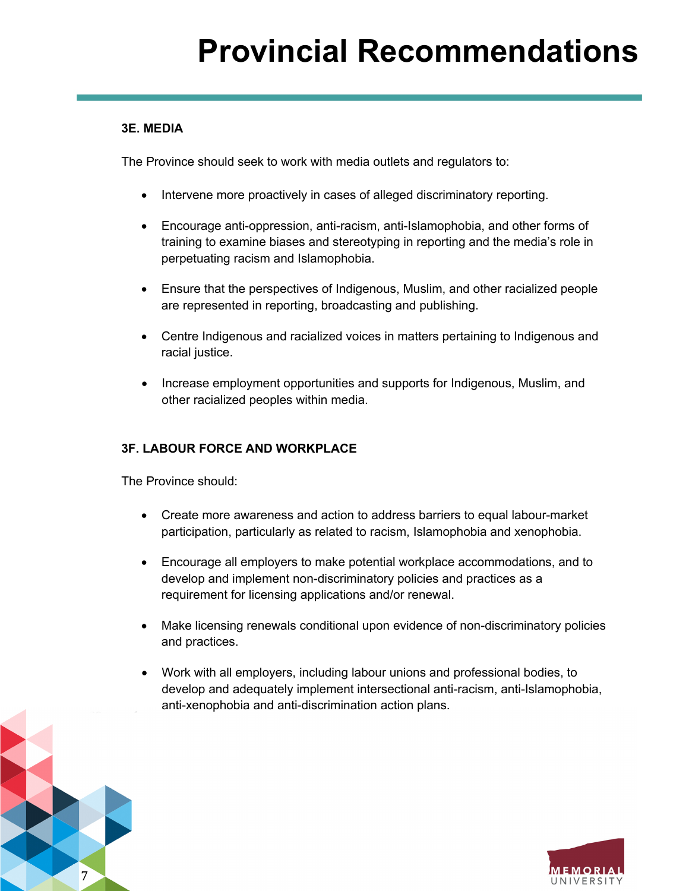# Provincial Recommendations

**3E. MEDIA**

The Province should seek to work with media outlets and regulators to:

- Intervene more proactively in cases of alleged discriminatory reporting.
- Encourage anti-oppression, anti-racism, anti-Islamophobia, and other forms of training to examine biases and stereotyping in reporting and the media's role in perpetuating racism and Islamophobia.
- Ensure that the perspectives of Indigenous, Muslim, and other racialized people are represented in reporting, broadcasting and publishing.
- Centre Indigenous and racialized voices in matters pertaining to Indigenous and racial justice.
- Increase employment opportunities and supports for Indigenous, Muslim, and other racialized peoples within media.

**3F. LABOUR FORCE AND WORKPLACE**

The Province should:

- Create more awareness and action to address barriers to equal labour-market participation, particularly as related to racism, Islamophobia and xenophobia.
- Encourage all employers to make potential workplace accommodations, and to develop and implement non-discriminatory policies and practices as a requirement for licensing applications and/or renewal.
- Make licensing renewals conditional upon evidence of non-discriminatory policies and practices.
- Work with all employers, including labour unions and professional bodies, to develop and adequately implement intersectional anti-racism, anti-Islamophobia, anti-xenophobia and anti-discrimination action plans.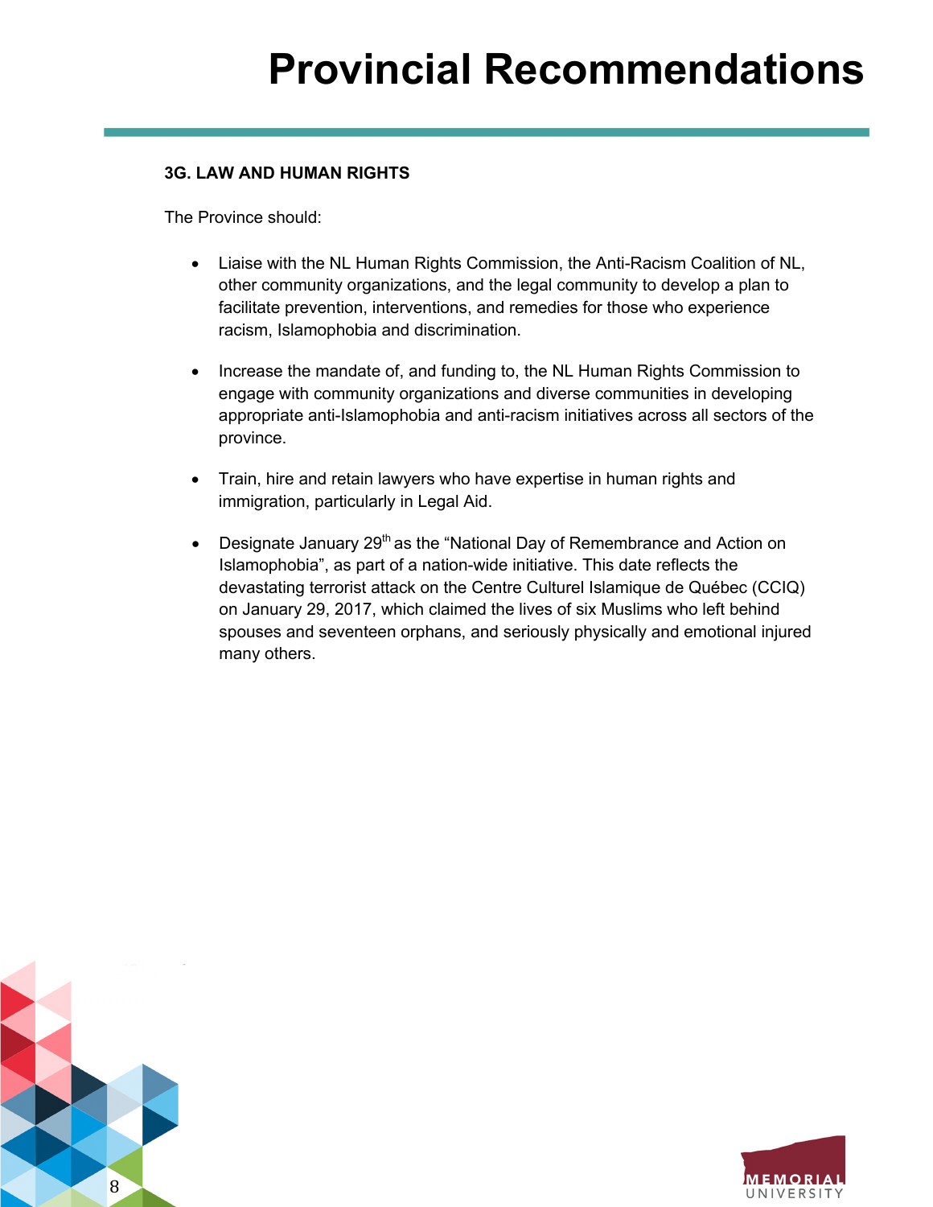# Provincial Recommendations

**3G. LAW AND HUMAN RIGHTS**

The Province should:

- Liaise with the NL Human Rights Commission, the Anti-Racism Coalition of NL, other community organizations, and the legal community to develop a plan to facilitate prevention, interventions, and remedies for those who experience racism, Islamophobia and discrimination.

- Increase the mandate of, and funding to, the NL Human Rights Commission to engage with community organizations and diverse communities in developing appropriate anti-Islamophobia and anti-racism initiatives across all sectors of the province.

- Train, hire and retain lawyers who have expertise in human rights and immigration, particularly in Legal Aid.

- Designate January 29th as the "National Day of Remembrance and Action on Islamophobia", as part of a nation-wide initiative. This date reflects the devastating terrorist attack on the Centre Culturel Islamique de Québec (CCIQ) on January 29, 2017, which claimed the lives of six Muslims who left behind spouses and seventeen orphans, and seriously physically and emotional injured many others.